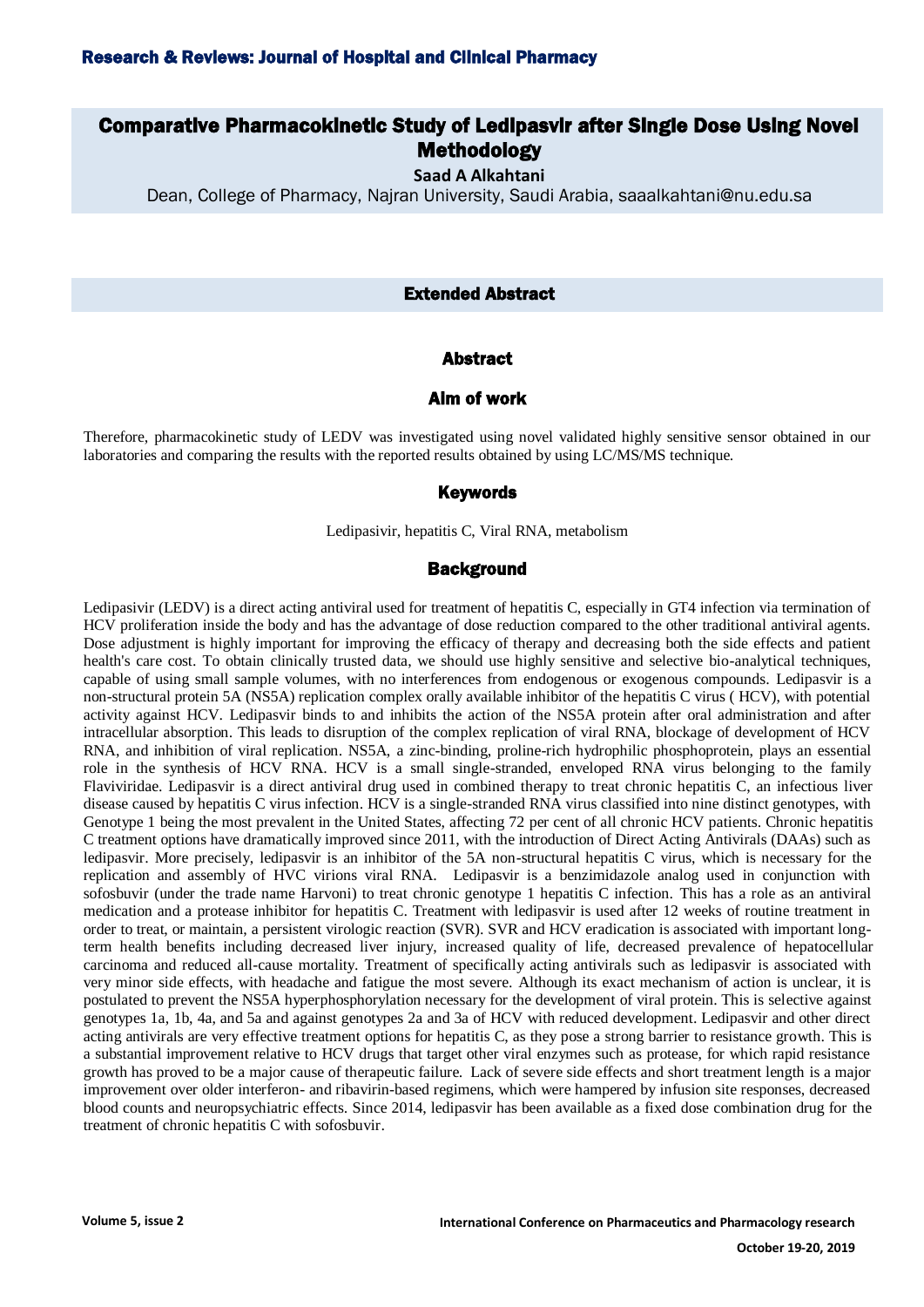# Comparative Pharmacokinetic Study of Ledipasvir after Single Dose Using Novel Methodology

**Saad A Alkahtani**

Dean, College of Pharmacy, Najran University, Saudi Arabia, saaalkahtani@nu.edu.sa

## Extended Abstract

## Abstract

### Aim of work

Therefore, pharmacokinetic study of LEDV was investigated using novel validated highly sensitive sensor obtained in our laboratories and comparing the results with the reported results obtained by using LC/MS/MS technique.

### Keywords

Ledipasivir, hepatitis C, Viral RNA, metabolism

### Background

Ledipasivir (LEDV) is a direct acting antiviral used for treatment of hepatitis C, especially in GT4 infection via termination of HCV proliferation inside the body and has the advantage of dose reduction compared to the other traditional antiviral agents. Dose adjustment is highly important for improving the efficacy of therapy and decreasing both the side effects and patient health's care cost. To obtain clinically trusted data, we should use highly sensitive and selective bio-analytical techniques, capable of using small sample volumes, with no interferences from endogenous or exogenous compounds. Ledipasvir is a non-structural protein 5A (NS5A) replication complex orally available inhibitor of the hepatitis C virus ( HCV), with potential activity against HCV. Ledipasvir binds to and inhibits the action of the NS5A protein after oral administration and after intracellular absorption. This leads to disruption of the complex replication of viral RNA, blockage of development of HCV RNA, and inhibition of viral replication. NS5A, a zinc-binding, proline-rich hydrophilic phosphoprotein, plays an essential role in the synthesis of HCV RNA. HCV is a small single-stranded, enveloped RNA virus belonging to the family Flaviviridae. Ledipasvir is a direct antiviral drug used in combined therapy to treat chronic hepatitis C, an infectious liver disease caused by hepatitis C virus infection. HCV is a single-stranded RNA virus classified into nine distinct genotypes, with Genotype 1 being the most prevalent in the United States, affecting 72 per cent of all chronic HCV patients. Chronic hepatitis C treatment options have dramatically improved since 2011, with the introduction of Direct Acting Antivirals (DAAs) such as ledipasvir. More precisely, ledipasvir is an inhibitor of the 5A non-structural hepatitis C virus, which is necessary for the replication and assembly of HVC virions viral RNA. Ledipasvir is a benzimidazole analog used in conjunction with sofosbuvir (under the trade name Harvoni) to treat chronic genotype 1 hepatitis C infection. This has a role as an antiviral medication and a protease inhibitor for hepatitis C. Treatment with ledipasvir is used after 12 weeks of routine treatment in order to treat, or maintain, a persistent virologic reaction (SVR). SVR and HCV eradication is associated with important long-term health benefits including decreased liver injury, increased quality of life, decreased prevalence of hepatocellular carcinoma and reduced all-cause mortality. Treatment of specifically acting antivirals such as ledipasvir is associated with very minor side effects, with headache and fatigue the most severe. Although its exact mechanism of action is unclear, it is postulated to prevent the NS5A hyperphosphorylation necessary for the development of viral protein. This is selective against genotypes 1a, 1b, 4a, and 5a and against genotypes 2a and 3a of HCV with reduced development. Ledipasvir and other direct acting antivirals are very effective treatment options for hepatitis C, as they pose a strong barrier to resistance growth. This is a substantial improvement relative to HCV drugs that target other viral enzymes such as protease, for which rapid resistance growth has proved to be a major cause of therapeutic failure. Lack of severe side effects and short treatment length is a major improvement over older interferon- and ribavirin-based regimens, which were hampered by infusion site responses, decreased blood counts and neuropsychiatric effects. Since 2014, ledipasvir has been available as a fixed dose combination drug for the treatment of chronic hepatitis C with sofosbuvir.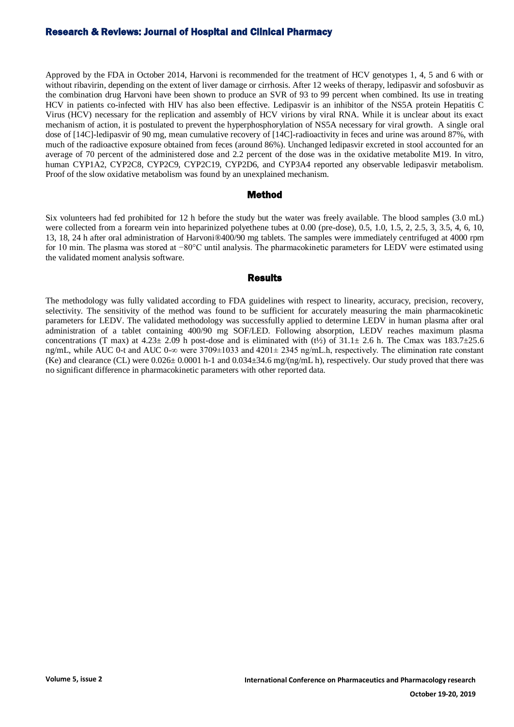Approved by the FDA in October 2014, Harvoni is recommended for the treatment of HCV genotypes 1, 4, 5 and 6 with or without ribavirin, depending on the extent of liver damage or cirrhosis. After 12 weeks of therapy, ledipasvir and sofosbuvir as the combination drug Harvoni have been shown to produce an SVR of 93 to 99 percent when combined. Its use in treating HCV in patients co-infected with HIV has also been effective. Ledipasvir is an inhibitor of the NS5A protein Hepatitis C Virus (HCV) necessary for the replication and assembly of HCV virions by viral RNA. While it is unclear about its exact mechanism of action, it is postulated to prevent the hyperphosphorylation of NS5A necessary for viral growth. A single oral dose of [14C]-ledipasvir of 90 mg, mean cumulative recovery of [14C]-radioactivity in feces and urine was around 87%, with much of the radioactive exposure obtained from feces (around 86%). Unchanged ledipasvir excreted in stool accounted for an average of 70 percent of the administered dose and 2.2 percent of the dose was in the oxidative metabolite M19. In vitro, human CYP1A2, CYP2C8, CYP2C9, CYP2C19, CYP2D6, and CYP3A4 reported any observable ledipasvir metabolism. Proof of the slow oxidative metabolism was found by an unexplained mechanism.

## Method

Six volunteers had fed prohibited for 12 h before the study but the water was freely available. The blood samples (3.0 mL) were collected from a forearm vein into heparinized polyethene tubes at 0.00 (pre-dose), 0.5, 1.0, 1.5, 2, 2.5, 3, 3.5, 4, 6, 10, 13, 18, 24 h after oral administration of Harvoni®400/90 mg tablets. The samples were immediately centrifuged at 4000 rpm for 10 min. The plasma was stored at −80°C until analysis. The pharmacokinetic parameters for LEDV were estimated using the validated moment analysis software.

## Results

The methodology was fully validated according to FDA guidelines with respect to linearity, accuracy, precision, recovery, selectivity. The sensitivity of the method was found to be sufficient for accurately measuring the main pharmacokinetic parameters for LEDV. The validated methodology was successfully applied to determine LEDV in human plasma after oral administration of a tablet containing 400/90 mg SOF/LED. Following absorption, LEDV reaches maximum plasma concentrations ($T_{max}$) at 4.23± 2.09 h post-dose and is eliminated with ($t_{1/2}$) of 31.1± 2.6 h. The $C_{max}$ was 183.7±25.6 ng/mL, while $AUC_{0\text{-}t}$ and $AUC_{0\text{-}\infty}$ were 3709±1033 and 4201± 2345 ng/mL.h, respectively. The elimination rate constant ($K_e$) and clearance (CL) were 0.026± 0.0001 $h^{-1}$ and 0.034±34.6 mg/(ng/mL h), respectively. Our study proved that there was no significant difference in pharmacokinetic parameters with other reported data.